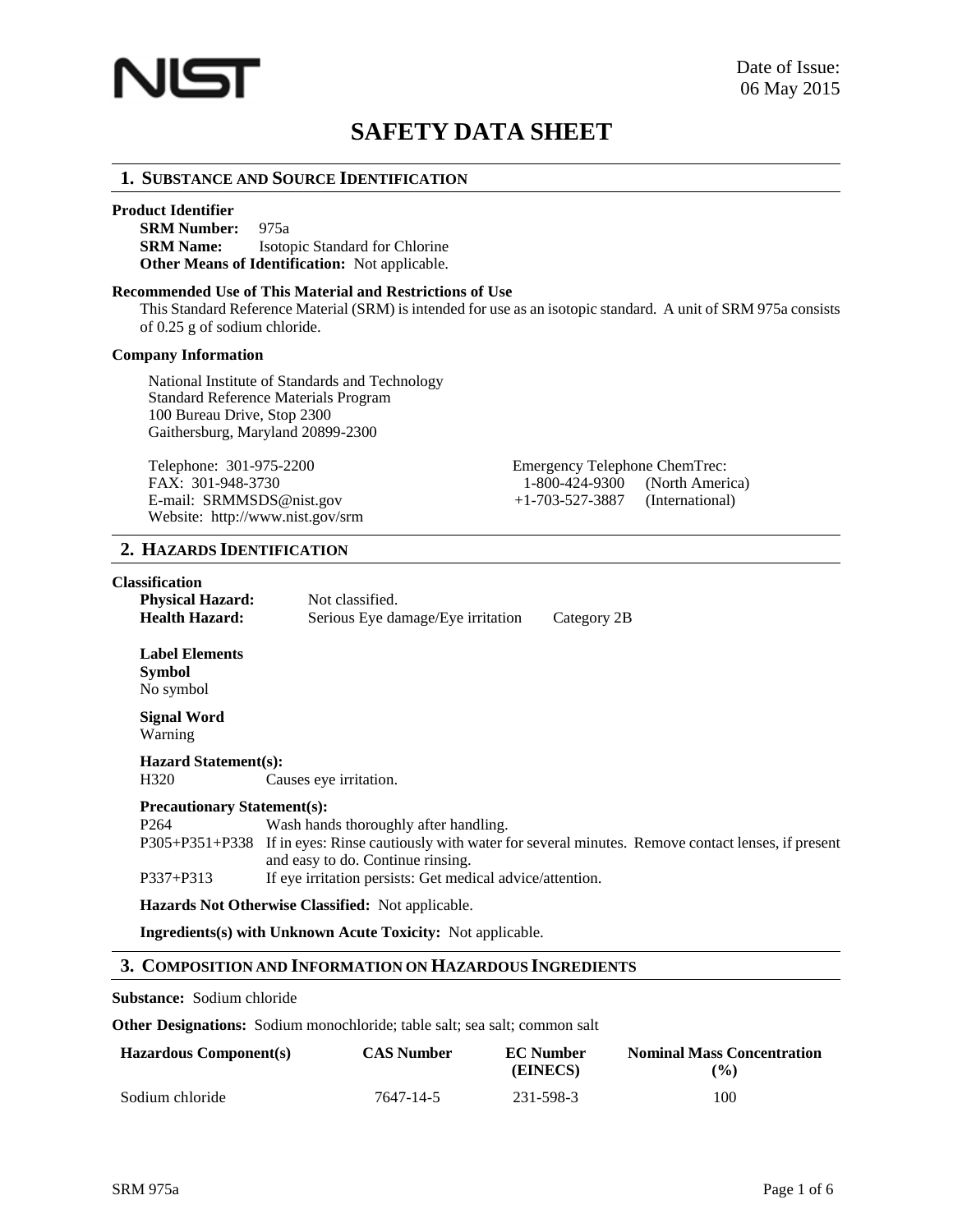NIST

Date of Issue:
06 May 2015

# SAFETY DATA SHEET

## 1. Substance and Source Identification

**Product Identifier**

**SRM Number:** 975a
**SRM Name:** Isotopic Standard for Chlorine
**Other Means of Identification:** Not applicable.

**Recommended Use of This Material and Restrictions of Use**

This Standard Reference Material (SRM) is intended for use as an isotopic standard. A unit of SRM 975a consists of 0.25 g of sodium chloride.

**Company Information**

National Institute of Standards and Technology
Standard Reference Materials Program
100 Bureau Drive, Stop 2300
Gaithersburg, Maryland 20899-2300

Telephone: 301-975-2200
FAX: 301-948-3730
E-mail: SRMMSDS@nist.gov
Website: http://www.nist.gov/srm

Emergency Telephone ChemTrec:
1-800-424-9300 (North America)
+1-703-527-3887 (International)

## 2. Hazards Identification

**Classification**

**Physical Hazard:** Not classified.
**Health Hazard:** Serious Eye damage/Eye irritation Category 2B

**Label Elements**

**Symbol**
No symbol

**Signal Word**
Warning

**Hazard Statement(s):**

H320 Causes eye irritation.

**Precautionary Statement(s):**

P264 Wash hands thoroughly after handling.
P305+P351+P338 If in eyes: Rinse cautiously with water for several minutes. Remove contact lenses, if present and easy to do. Continue rinsing.
P337+P313 If eye irritation persists: Get medical advice/attention.

**Hazards Not Otherwise Classified:** Not applicable.

**Ingredients(s) with Unknown Acute Toxicity:** Not applicable.

## 3. Composition and Information on Hazardous Ingredients

**Substance:** Sodium chloride

**Other Designations:** Sodium monochloride; table salt; sea salt; common salt

| Hazardous Component(s) | CAS Number | EC Number (EINECS) | Nominal Mass Concentration (%) |
|---|---|---|---|
| Sodium chloride | 7647-14-5 | 231-598-3 | 100 |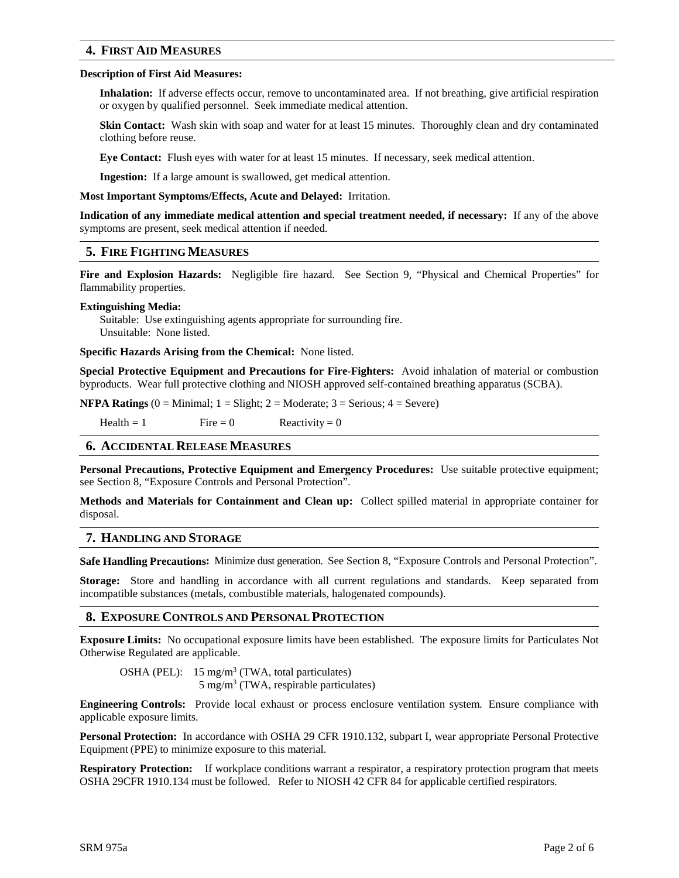## 4. FIRST AID MEASURES

**Description of First Aid Measures:**

**Inhalation:** If adverse effects occur, remove to uncontaminated area. If not breathing, give artificial respiration or oxygen by qualified personnel. Seek immediate medical attention.

**Skin Contact:** Wash skin with soap and water for at least 15 minutes. Thoroughly clean and dry contaminated clothing before reuse.

**Eye Contact:** Flush eyes with water for at least 15 minutes. If necessary, seek medical attention.

**Ingestion:** If a large amount is swallowed, get medical attention.

**Most Important Symptoms/Effects, Acute and Delayed:** Irritation.

**Indication of any immediate medical attention and special treatment needed, if necessary:** If any of the above symptoms are present, seek medical attention if needed.

## 5. FIRE FIGHTING MEASURES

**Fire and Explosion Hazards:** Negligible fire hazard. See Section 9, "Physical and Chemical Properties" for flammability properties.

**Extinguishing Media:**

Suitable: Use extinguishing agents appropriate for surrounding fire.
Unsuitable: None listed.

**Specific Hazards Arising from the Chemical:** None listed.

**Special Protective Equipment and Precautions for Fire-Fighters:** Avoid inhalation of material or combustion byproducts. Wear full protective clothing and NIOSH approved self-contained breathing apparatus (SCBA).

**NFPA Ratings** (0 = Minimal; 1 = Slight; 2 = Moderate; 3 = Serious; 4 = Severe)

Health = 1 Fire = 0 Reactivity = 0

## 6. ACCIDENTAL RELEASE MEASURES

**Personal Precautions, Protective Equipment and Emergency Procedures:** Use suitable protective equipment; see Section 8, "Exposure Controls and Personal Protection".

**Methods and Materials for Containment and Clean up:** Collect spilled material in appropriate container for disposal.

## 7. HANDLING AND STORAGE

**Safe Handling Precautions:** Minimize dust generation. See Section 8, "Exposure Controls and Personal Protection".

**Storage:** Store and handling in accordance with all current regulations and standards. Keep separated from incompatible substances (metals, combustible materials, halogenated compounds).

## 8. EXPOSURE CONTROLS AND PERSONAL PROTECTION

**Exposure Limits:** No occupational exposure limits have been established. The exposure limits for Particulates Not Otherwise Regulated are applicable.

OSHA (PEL): 15 $mg/m^3$ (TWA, total particulates)
5 $mg/m^3$ (TWA, respirable particulates)

**Engineering Controls:** Provide local exhaust or process enclosure ventilation system. Ensure compliance with applicable exposure limits.

**Personal Protection:** In accordance with OSHA 29 CFR 1910.132, subpart I, wear appropriate Personal Protective Equipment (PPE) to minimize exposure to this material.

**Respiratory Protection:** If workplace conditions warrant a respirator, a respiratory protection program that meets OSHA 29CFR 1910.134 must be followed. Refer to NIOSH 42 CFR 84 for applicable certified respirators.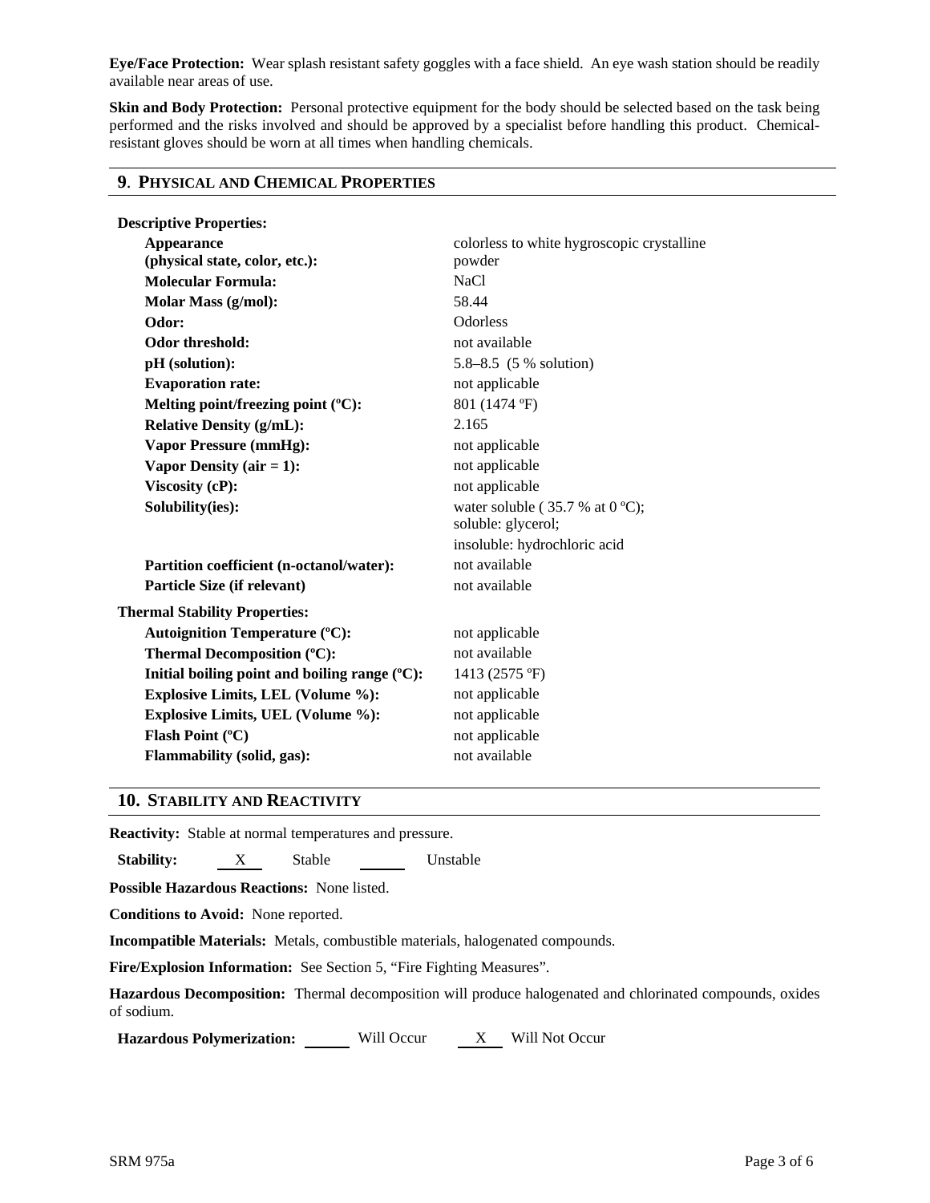**Eye/Face Protection:** Wear splash resistant safety goggles with a face shield. An eye wash station should be readily available near areas of use.

**Skin and Body Protection:** Personal protective equipment for the body should be selected based on the task being performed and the risks involved and should be approved by a specialist before handling this product. Chemical-resistant gloves should be worn at all times when handling chemicals.

## 9. PHYSICAL AND CHEMICAL PROPERTIES

| | |
|---|---|
| **Descriptive Properties:** | |
| **Appearance (physical state, color, etc.):** | colorless to white hygroscopic crystalline powder |
| **Molecular Formula:** | NaCl |
| **Molar Mass (g/mol):** | 58.44 |
| **Odor:** | Odorless |
| **Odor threshold:** | not available |
| **pH (solution):** | 5.8–8.5 (5 % solution) |
| **Evaporation rate:** | not applicable |
| **Melting point/freezing point (ºC):** | 801 (1474 ºF) |
| **Relative Density (g/mL):** | 2.165 |
| **Vapor Pressure (mmHg):** | not applicable |
| **Vapor Density (air = 1):** | not applicable |
| **Viscosity (cP):** | not applicable |
| **Solubility(ies):** | water soluble ( 35.7 % at 0 ºC); soluble: glycerol; insoluble: hydrochloric acid |
| **Partition coefficient (n-octanol/water):** | not available |
| **Particle Size (if relevant)** | not available |
| **Thermal Stability Properties:** | |
| **Autoignition Temperature (ºC):** | not applicable |
| **Thermal Decomposition (ºC):** | not available |
| **Initial boiling point and boiling range (ºC):** | 1413 (2575 ºF) |
| **Explosive Limits, LEL (Volume %):** | not applicable |
| **Explosive Limits, UEL (Volume %):** | not applicable |
| **Flash Point (ºC)** | not applicable |
| **Flammability (solid, gas):** | not available |

## 10. STABILITY AND REACTIVITY

**Reactivity:** Stable at normal temperatures and pressure.

**Stability:** X Stable ___ Unstable

**Possible Hazardous Reactions:** None listed.

**Conditions to Avoid:** None reported.

**Incompatible Materials:** Metals, combustible materials, halogenated compounds.

**Fire/Explosion Information:** See Section 5, "Fire Fighting Measures".

**Hazardous Decomposition:** Thermal decomposition will produce halogenated and chlorinated compounds, oxides of sodium.

**Hazardous Polymerization:** ___ Will Occur X Will Not Occur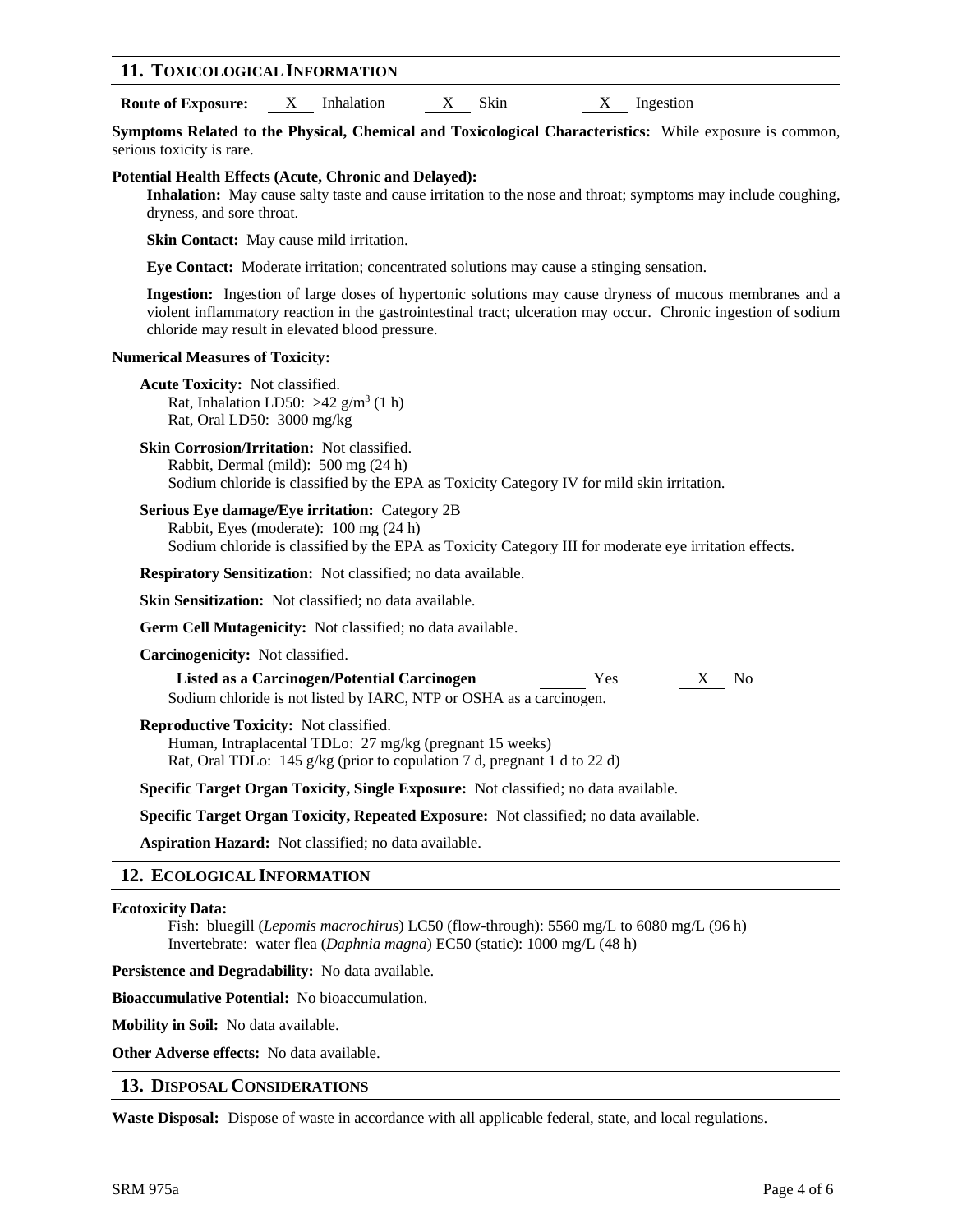## 11. Toxicological Information

**Route of Exposure:** X Inhalation X Skin X Ingestion

**Symptoms Related to the Physical, Chemical and Toxicological Characteristics:** While exposure is common, serious toxicity is rare.

**Potential Health Effects (Acute, Chronic and Delayed):**

**Inhalation:** May cause salty taste and cause irritation to the nose and throat; symptoms may include coughing, dryness, and sore throat.

**Skin Contact:** May cause mild irritation.

**Eye Contact:** Moderate irritation; concentrated solutions may cause a stinging sensation.

**Ingestion:** Ingestion of large doses of hypertonic solutions may cause dryness of mucous membranes and a violent inflammatory reaction in the gastrointestinal tract; ulceration may occur. Chronic ingestion of sodium chloride may result in elevated blood pressure.

**Numerical Measures of Toxicity:**

**Acute Toxicity:** Not classified.
Rat, Inhalation LD50: >42 $g/m^3$ (1 h)
Rat, Oral LD50: 3000 mg/kg

**Skin Corrosion/Irritation:** Not classified.
Rabbit, Dermal (mild): 500 mg (24 h)
Sodium chloride is classified by the EPA as Toxicity Category IV for mild skin irritation.

**Serious Eye damage/Eye irritation:** Category 2B
Rabbit, Eyes (moderate): 100 mg (24 h)
Sodium chloride is classified by the EPA as Toxicity Category III for moderate eye irritation effects.

**Respiratory Sensitization:** Not classified; no data available.

**Skin Sensitization:** Not classified; no data available.

**Germ Cell Mutagenicity:** Not classified; no data available.

**Carcinogenicity:** Not classified.

**Listed as a Carcinogen/Potential Carcinogen** ___ Yes X No
Sodium chloride is not listed by IARC, NTP or OSHA as a carcinogen.

**Reproductive Toxicity:** Not classified.
Human, Intraplacental TDLo: 27 mg/kg (pregnant 15 weeks)
Rat, Oral TDLo: 145 g/kg (prior to copulation 7 d, pregnant 1 d to 22 d)

**Specific Target Organ Toxicity, Single Exposure:** Not classified; no data available.

**Specific Target Organ Toxicity, Repeated Exposure:** Not classified; no data available.

**Aspiration Hazard:** Not classified; no data available.

## 12. Ecological Information

**Ecotoxicity Data:**

Fish: bluegill (*Lepomis macrochirus*) LC50 (flow-through): 5560 mg/L to 6080 mg/L (96 h)
Invertebrate: water flea (*Daphnia magna*) EC50 (static): 1000 mg/L (48 h)

**Persistence and Degradability:** No data available.

**Bioaccumulative Potential:** No bioaccumulation.

**Mobility in Soil:** No data available.

**Other Adverse effects:** No data available.

## 13. Disposal Considerations

**Waste Disposal:** Dispose of waste in accordance with all applicable federal, state, and local regulations.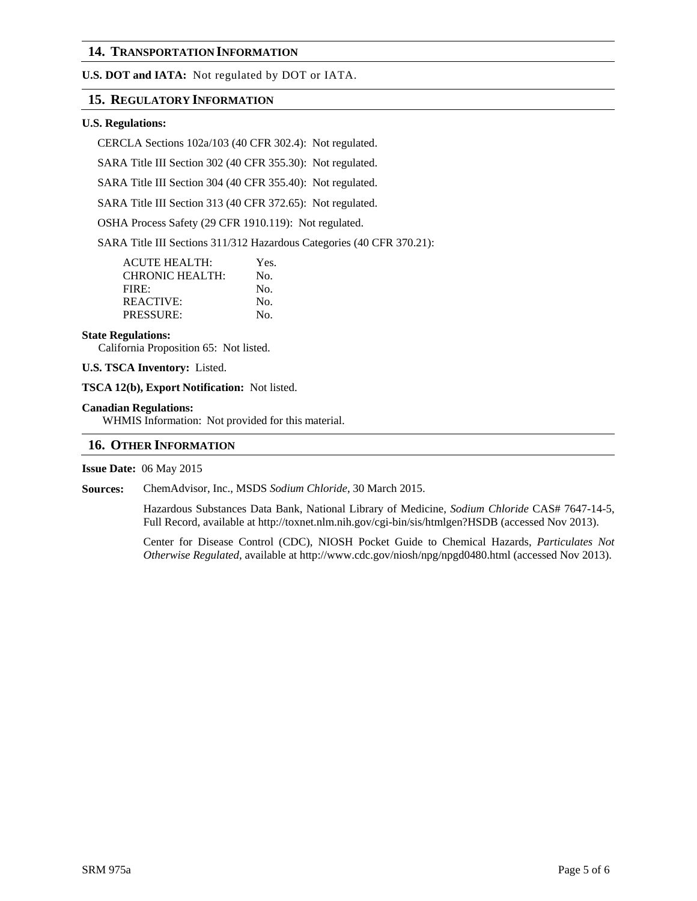## 14. Transportation Information

**U.S. DOT and IATA:** Not regulated by DOT or IATA.

## 15. Regulatory Information

**U.S. Regulations:**

CERCLA Sections 102a/103 (40 CFR 302.4): Not regulated.

SARA Title III Section 302 (40 CFR 355.30): Not regulated.

SARA Title III Section 304 (40 CFR 355.40): Not regulated.

SARA Title III Section 313 (40 CFR 372.65): Not regulated.

OSHA Process Safety (29 CFR 1910.119): Not regulated.

SARA Title III Sections 311/312 Hazardous Categories (40 CFR 370.21):

| | |
|---|---|
| ACUTE HEALTH: | Yes. |
| CHRONIC HEALTH: | No. |
| FIRE: | No. |
| REACTIVE: | No. |
| PRESSURE: | No. |

**State Regulations:**
California Proposition 65: Not listed.

**U.S. TSCA Inventory:** Listed.

**TSCA 12(b), Export Notification:** Not listed.

**Canadian Regulations:**
WHMIS Information: Not provided for this material.

## 16. Other Information

**Issue Date:** 06 May 2015

**Sources:** ChemAdvisor, Inc., MSDS *Sodium Chloride*, 30 March 2015.

Hazardous Substances Data Bank, National Library of Medicine, *Sodium Chloride* CAS# 7647-14-5, Full Record, available at http://toxnet.nlm.nih.gov/cgi-bin/sis/htmlgen?HSDB (accessed Nov 2013).

Center for Disease Control (CDC), NIOSH Pocket Guide to Chemical Hazards, *Particulates Not Otherwise Regulated*, available at http://www.cdc.gov/niosh/npg/npgd0480.html (accessed Nov 2013).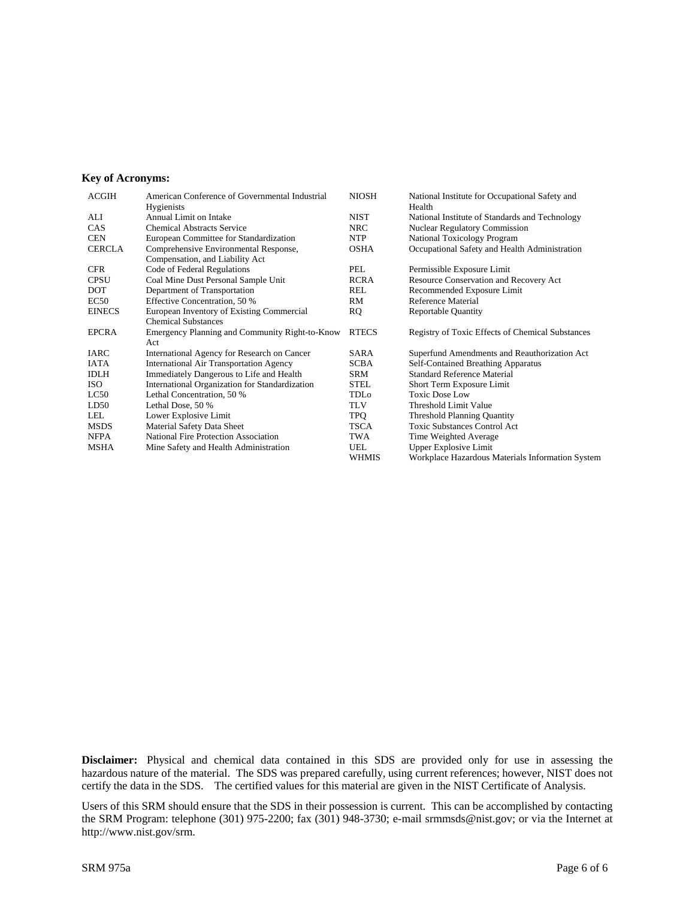**Key of Acronyms:**

| | | | |
|---|---|---|---|
| ACGIH | American Conference of Governmental Industrial Hygienists | NIOSH | National Institute for Occupational Safety and Health |
| ALI | Annual Limit on Intake | NIST | National Institute of Standards and Technology |
| CAS | Chemical Abstracts Service | NRC | Nuclear Regulatory Commission |
| CEN | European Committee for Standardization | NTP | National Toxicology Program |
| CERCLA | Comprehensive Environmental Response, Compensation, and Liability Act | OSHA | Occupational Safety and Health Administration |
| CFR | Code of Federal Regulations | PEL | Permissible Exposure Limit |
| CPSU | Coal Mine Dust Personal Sample Unit | RCRA | Resource Conservation and Recovery Act |
| DOT | Department of Transportation | REL | Recommended Exposure Limit |
| EC50 | Effective Concentration, 50 % | RM | Reference Material |
| EINECS | European Inventory of Existing Commercial Chemical Substances | RQ | Reportable Quantity |
| EPCRA | Emergency Planning and Community Right-to-Know Act | RTECS | Registry of Toxic Effects of Chemical Substances |
| IARC | International Agency for Research on Cancer | SARA | Superfund Amendments and Reauthorization Act |
| IATA | International Air Transportation Agency | SCBA | Self-Contained Breathing Apparatus |
| IDLH | Immediately Dangerous to Life and Health | SRM | Standard Reference Material |
| ISO | International Organization for Standardization | STEL | Short Term Exposure Limit |
| LC50 | Lethal Concentration, 50 % | TDLo | Toxic Dose Low |
| LD50 | Lethal Dose, 50 % | TLV | Threshold Limit Value |
| LEL | Lower Explosive Limit | TPQ | Threshold Planning Quantity |
| MSDS | Material Safety Data Sheet | TSCA | Toxic Substances Control Act |
| NFPA | National Fire Protection Association | TWA | Time Weighted Average |
| MSHA | Mine Safety and Health Administration | UEL | Upper Explosive Limit |
| | | WHMIS | Workplace Hazardous Materials Information System |

**Disclaimer:** Physical and chemical data contained in this SDS are provided only for use in assessing the hazardous nature of the material. The SDS was prepared carefully, using current references; however, NIST does not certify the data in the SDS. The certified values for this material are given in the NIST Certificate of Analysis.

Users of this SRM should ensure that the SDS in their possession is current. This can be accomplished by contacting the SRM Program: telephone (301) 975-2200; fax (301) 948-3730; e-mail srmmsds@nist.gov; or via the Internet at http://www.nist.gov/srm.